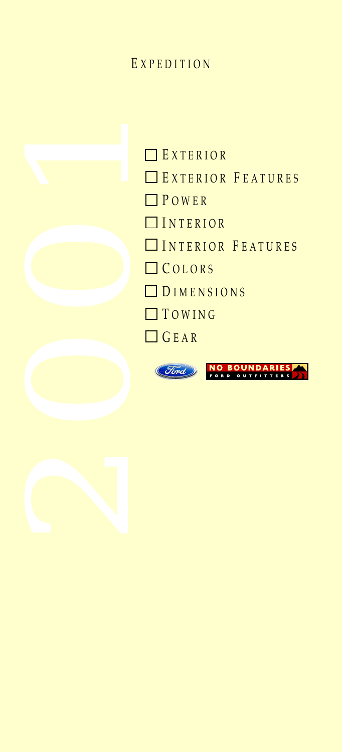# Expedition

2001

- ☐ Exterior
- ☐ Exterior Features
- ☐ Power
- ☐ Interior
- ☐ Interior Features
- ☐ Colors
- ☐ Dimensions
- ☐ Towing
- ☐ Gear

Ford

NO BOUNDARIES
FORD OUTFITTERS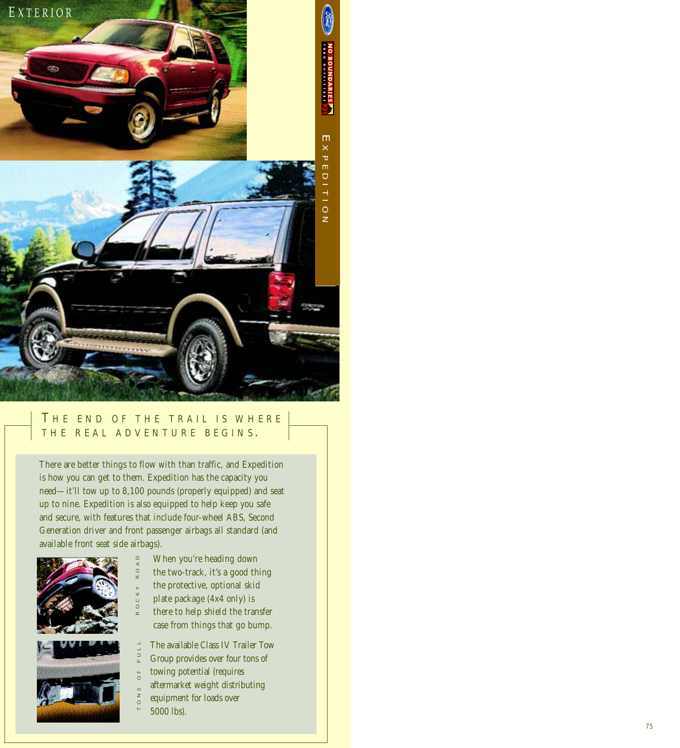# EXTERIOR

EXPEDITION

## THE END OF THE TRAIL IS WHERE THE REAL ADVENTURE BEGINS.

There are better things to flow with than traffic, and Expedition is how you can get to them. Expedition has the capacity you need—it'll tow up to 8,100 pounds (properly equipped) and seat up to nine. Expedition is also equipped to help keep you safe and secure, with features that include four-wheel ABS, Second Generation driver and front passenger airbags all standard (and available front seat side airbags).

**ROCKY ROAD**

When you're heading down the two-track, it's a good thing the protective, optional skid plate package (4x4 only) is there to help shield the transfer case from things that go bump.

**TONS OF PULL**

The available Class IV Trailer Tow Group provides over four tons of towing potential (requires aftermarket weight distributing equipment for loads over 5000 lbs).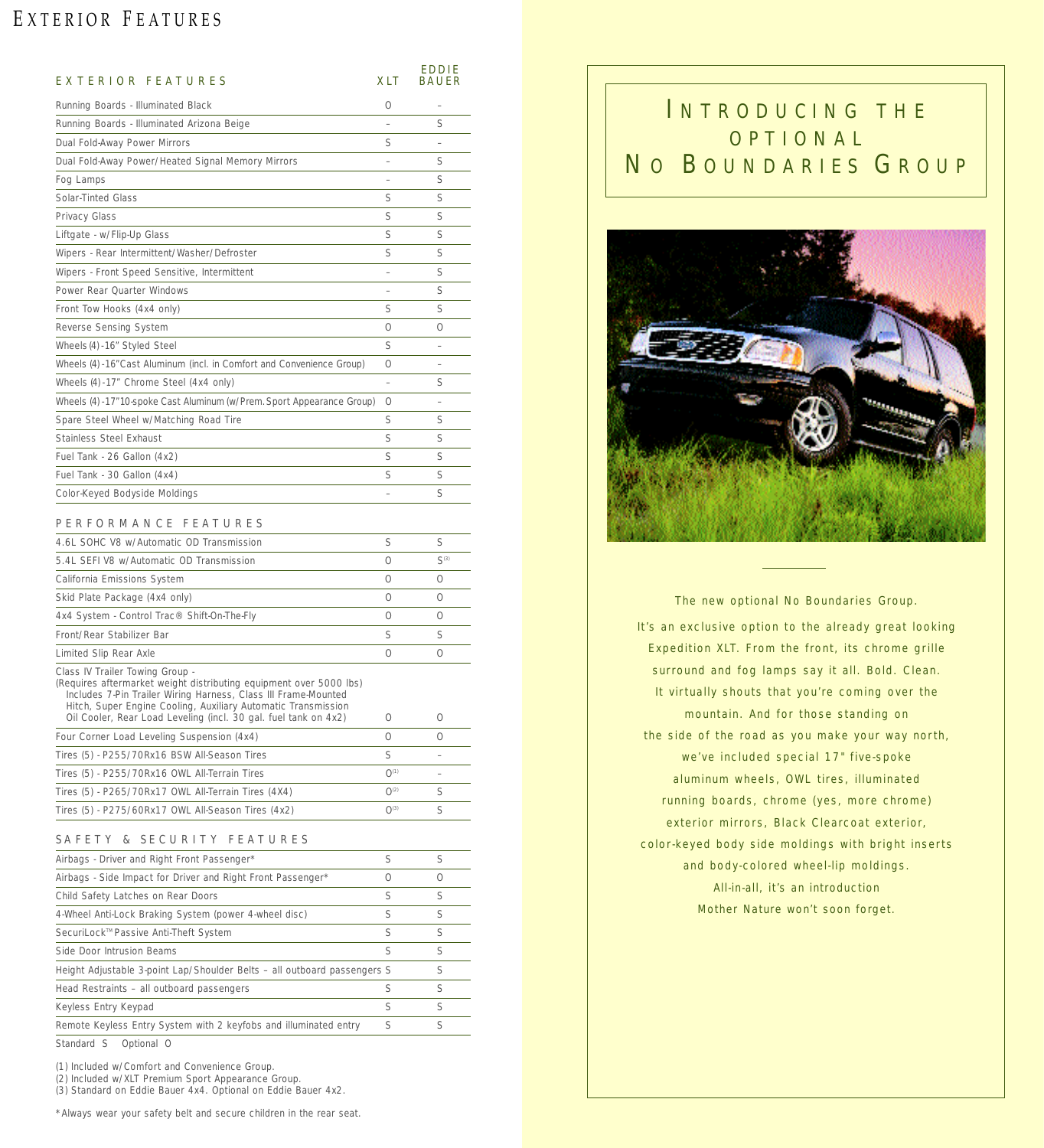# Exterior Features

| EXTERIOR FEATURES | XLT | EDDIE BAUER |
|---|---|---|
| Running Boards - Illuminated Black | O | – |
| Running Boards - Illuminated Arizona Beige | – | S |
| Dual Fold-Away Power Mirrors | S | – |
| Dual Fold-Away Power/Heated Signal Memory Mirrors | – | S |
| Fog Lamps | – | S |
| Solar-Tinted Glass | S | S |
| Privacy Glass | S | S |
| Liftgate - w/Flip-Up Glass | S | S |
| Wipers - Rear Intermittent/Washer/Defroster | S | S |
| Wipers - Front Speed Sensitive, Intermittent | – | S |
| Power Rear Quarter Windows | – | S |
| Front Tow Hooks (4x4 only) | S | S |
| Reverse Sensing System | O | O |
| Wheels (4)-16" Styled Steel | S | – |
| Wheels (4)-16" Cast Aluminum (incl. in Comfort and Convenience Group) | O | – |
| Wheels (4)-17" Chrome Steel (4x4 only) | – | S |
| Wheels (4)-17" 10-spoke Cast Aluminum (w/Prem. Sport Appearance Group) | O | – |
| Spare Steel Wheel w/Matching Road Tire | S | S |
| Stainless Steel Exhaust | S | S |
| Fuel Tank - 26 Gallon (4x2) | S | S |
| Fuel Tank - 30 Gallon (4x4) | S | S |
| Color-Keyed Bodyside Moldings | – | S |

| PERFORMANCE FEATURES | XLT | EDDIE BAUER |
|---|---|---|
| 4.6L SOHC V8 w/Automatic OD Transmission | S | S |
| 5.4L SEFI V8 w/Automatic OD Transmission | O | S[3] |
| California Emissions System | O | O |
| Skid Plate Package (4x4 only) | O | O |
| 4x4 System - Control Trac® Shift-On-The-Fly | O | O |
| Front/Rear Stabilizer Bar | S | S |
| Limited Slip Rear Axle | O | O |
| Class IV Trailer Towing Group - (Requires aftermarket weight distributing equipment over 5000 lbs) Includes 7-Pin Trailer Wiring Harness, Class III Frame-Mounted Hitch, Super Engine Cooling, Auxiliary Automatic Transmission Oil Cooler, Rear Load Leveling (incl. 30 gal. fuel tank on 4x2) | O | O |
| Four Corner Load Leveling Suspension (4x4) | O | O |
| Tires (5) - P255/70Rx16 BSW All-Season Tires | S | – |
| Tires (5) - P255/70Rx16 OWL All-Terrain Tires | O[1] | – |
| Tires (5) - P265/70Rx17 OWL All-Terrain Tires (4X4) | O[2] | S |
| Tires (5) - P275/60Rx17 OWL All-Season Tires (4x2) | O[3] | S |

| SAFETY & SECURITY FEATURES | XLT | EDDIE BAUER |
|---|---|---|
| Airbags - Driver and Right Front Passenger* | S | S |
| Airbags - Side Impact for Driver and Right Front Passenger* | O | O |
| Child Safety Latches on Rear Doors | S | S |
| 4-Wheel Anti-Lock Braking System (power 4-wheel disc) | S | S |
| SecuriLock™ Passive Anti-Theft System | S | S |
| Side Door Intrusion Beams | S | S |
| Height Adjustable 3-point Lap/Shoulder Belts – all outboard passengers | S | S |
| Head Restraints – all outboard passengers | S | S |
| Keyless Entry Keypad | S | S |
| Remote Keyless Entry System with 2 keyfobs and illuminated entry | S | S |

Standard S Optional O

(1) Included w/Comfort and Convenience Group.
(2) Included w/XLT Premium Sport Appearance Group.
(3) Standard on Eddie Bauer 4x4. Optional on Eddie Bauer 4x2.

*Always wear your safety belt and secure children in the rear seat.

## Introducing the Optional No Boundaries Group

The new optional No Boundaries Group.

It's an exclusive option to the already great looking Expedition XLT. From the front, its chrome grille surround and fog lamps say it all. Bold. Clean. It virtually shouts that you're coming over the mountain. And for those standing on the side of the road as you make your way north, we've included special 17" five-spoke aluminum wheels, OWL tires, illuminated running boards, chrome (yes, more chrome) exterior mirrors, Black Clearcoat exterior, color-keyed body side moldings with bright inserts and body-colored wheel-lip moldings. All-in-all, it's an introduction Mother Nature won't soon forget.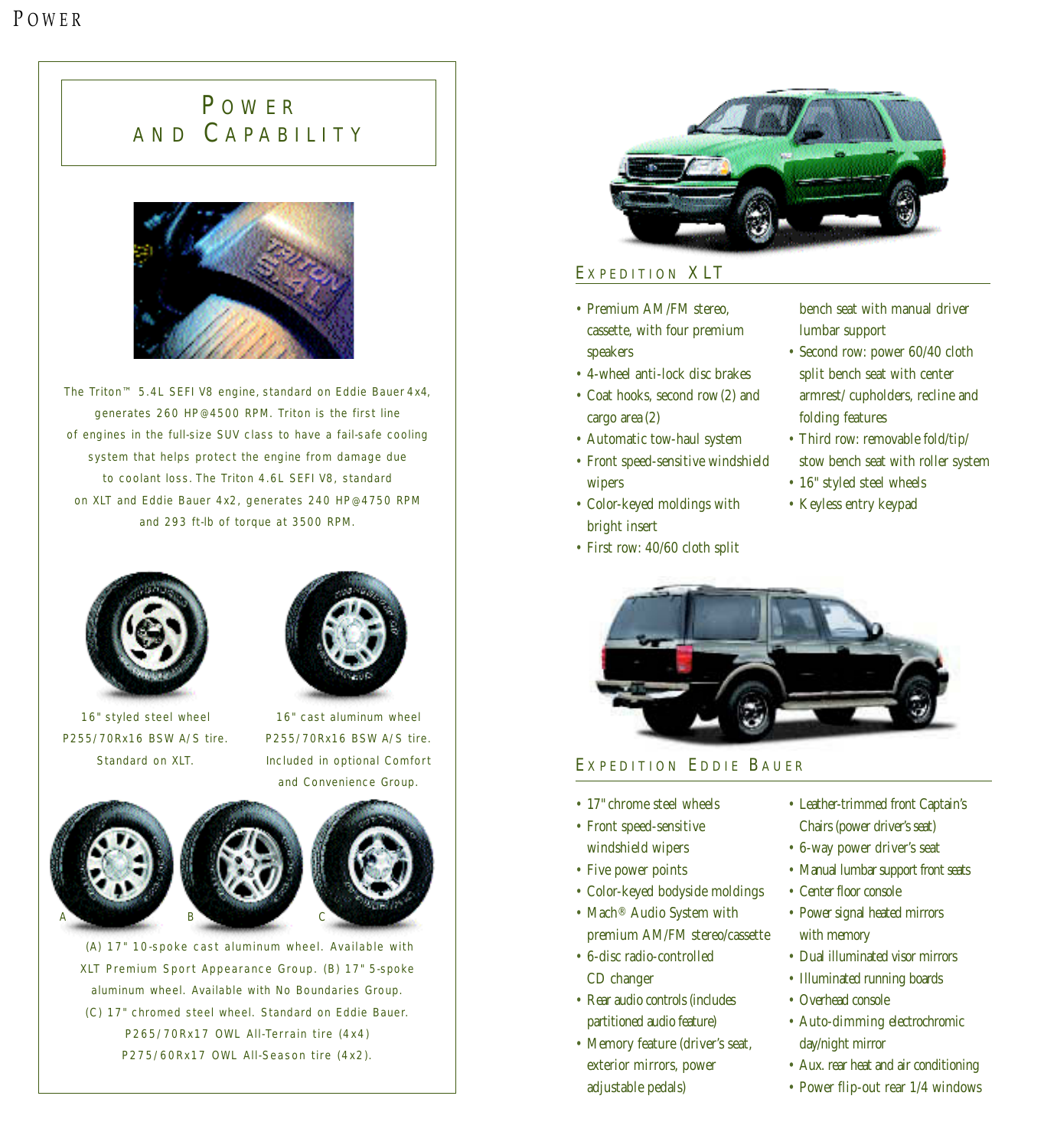# Power and Capability

The Triton™ 5.4L SEFI V8 engine, standard on Eddie Bauer 4x4, generates 260 HP@4500 RPM. Triton is the first line of engines in the full-size SUV class to have a fail-safe cooling system that helps protect the engine from damage due to coolant loss. The Triton 4.6L SEFI V8, standard on XLT and Eddie Bauer 4x2, generates 240 HP@4750 RPM and 293 ft-lb of torque at 3500 RPM.

16" styled steel wheel P255/70Rx16 BSW A/S tire. Standard on XLT.

16" cast aluminum wheel P255/70Rx16 BSW A/S tire. Included in optional Comfort and Convenience Group.

A

B

C

(A) 17" 10-spoke cast aluminum wheel. Available with XLT Premium Sport Appearance Group. (B) 17" 5-spoke aluminum wheel. Available with No Boundaries Group. (C) 17" chromed steel wheel. Standard on Eddie Bauer. P265/70Rx17 OWL All-Terrain tire (4x4) P275/60Rx17 OWL All-Season tire (4x2).

## Expedition XLT

- Premium AM/FM stereo, cassette, with four premium speakers
- 4-wheel anti-lock disc brakes
- Coat hooks, second row (2) and cargo area (2)
- Automatic tow-haul system
- Front speed-sensitive windshield wipers
- Color-keyed moldings with bright insert
- First row: 40/60 cloth split bench seat with manual driver lumbar support
- Second row: power 60/40 cloth split bench seat with center armrest/ cupholders, recline and folding features
- Third row: removable fold/tip/ stow bench seat with roller system
- 16" styled steel wheels
- Keyless entry keypad

## Expedition Eddie Bauer

- 17" chrome steel wheels
- Front speed-sensitive windshield wipers
- Five power points
- Color-keyed bodyside moldings
- Mach® Audio System with premium AM/FM stereo/cassette
- 6-disc radio-controlled CD changer
- Rear audio controls (includes partitioned audio feature)
- Memory feature (driver's seat, exterior mirrors, power adjustable pedals)
- Leather-trimmed front Captain's Chairs (power driver's seat)
- 6-way power driver's seat
- Manual lumbar support front seats
- Center floor console
- Power signal heated mirrors with memory
- Dual illuminated visor mirrors
- Illuminated running boards
- Overhead console
- Auto-dimming electrochromic day/night mirror
- Aux. rear heat and air conditioning
- Power flip-out rear 1/4 windows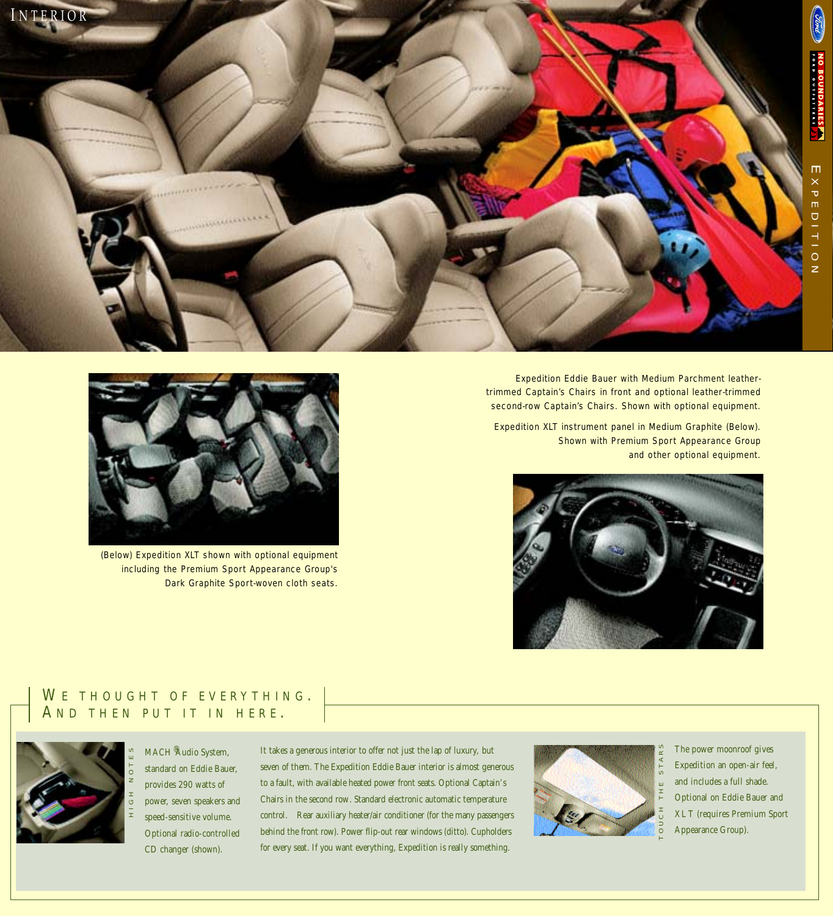# INTERIOR

(Below) Expedition XLT shown with optional equipment including the Premium Sport Appearance Group's Dark Graphite Sport-woven cloth seats.

Expedition Eddie Bauer with Medium Parchment leather-trimmed Captain's Chairs in front and optional leather-trimmed second-row Captain's Chairs. Shown with optional equipment.

Expedition XLT instrument panel in Medium Graphite (Below). Shown with Premium Sport Appearance Group and other optional equipment.

## WE THOUGHT OF EVERYTHING. AND THEN PUT IT IN HERE.

HIGH NOTES

MACH® Audio System, standard on Eddie Bauer, provides 290 watts of power, seven speakers and speed-sensitive volume. Optional radio-controlled CD changer (shown).

It takes a generous interior to offer not just the lap of luxury, but seven of them. The Expedition Eddie Bauer interior is almost generous to a fault, with available heated power front seats. Optional Captain's Chairs in the second row. Standard electronic automatic temperature control. Rear auxiliary heater/air conditioner (for the many passengers behind the front row). Power flip-out rear windows (ditto). Cupholders for every seat. If you want everything, Expedition is really something.

TOUCH THE STARS

The power moonroof gives Expedition an open-air feel, and includes a full shade. Optional on Eddie Bauer and XLT (requires Premium Sport Appearance Group).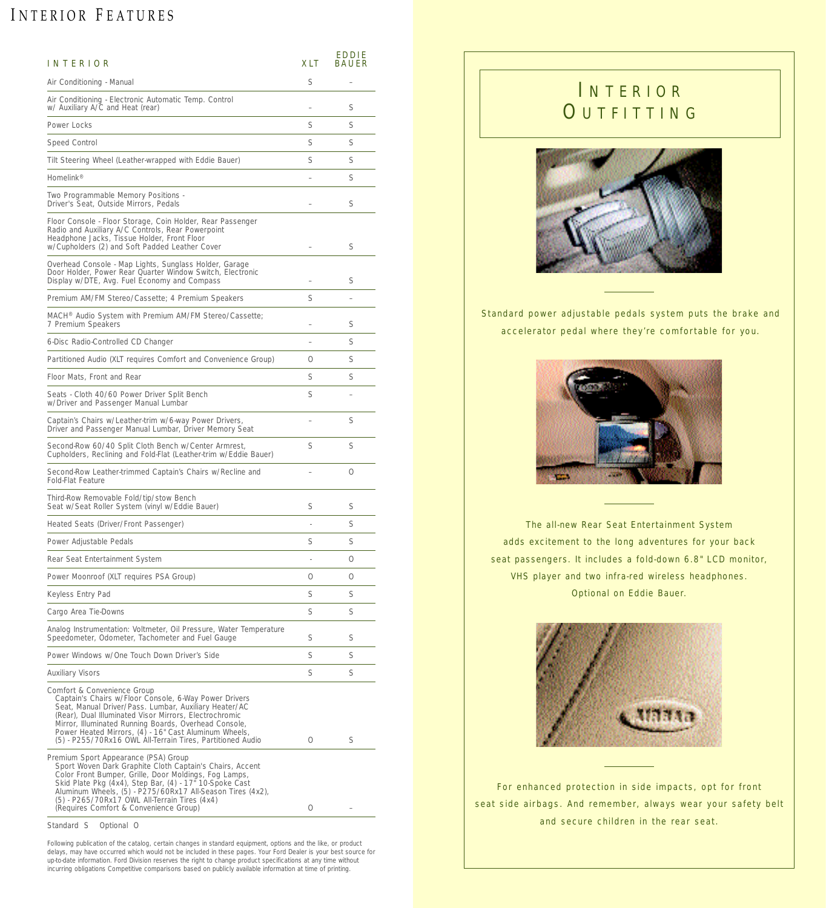# Interior Features

| INTERIOR | XLT | EDDIE BAUER |
|---|---|---|
| Air Conditioning - Manual | S | – |
| Air Conditioning - Electronic Automatic Temp. Control w/ Auxiliary A/C and Heat (rear) | – | S |
| Power Locks | S | S |
| Speed Control | S | S |
| Tilt Steering Wheel (Leather-wrapped with Eddie Bauer) | S | S |
| Homelink® | – | S |
| Two Programmable Memory Positions - Driver's Seat, Outside Mirrors, Pedals | – | S |
| Floor Console - Floor Storage, Coin Holder, Rear Passenger Radio and Auxiliary A/C Controls, Rear Powerpoint Headphone Jacks, Tissue Holder, Front Floor w/Cupholders (2) and Soft Padded Leather Cover | – | S |
| Overhead Console - Map Lights, Sunglass Holder, Garage Door Holder, Power Rear Quarter Window Switch, Electronic Display w/DTE, Avg. Fuel Economy and Compass | – | S |
| Premium AM/FM Stereo/Cassette; 4 Premium Speakers | S | – |
| MACH® Audio System with Premium AM/FM Stereo/Cassette; 7 Premium Speakers | – | S |
| 6-Disc Radio-Controlled CD Changer | – | S |
| Partitioned Audio (XLT requires Comfort and Convenience Group) | O | S |
| Floor Mats, Front and Rear | S | S |
| Seats - Cloth 40/60 Power Driver Split Bench w/Driver and Passenger Manual Lumbar | S | – |
| Captain's Chairs w/Leather-trim w/6-way Power Drivers, Driver and Passenger Manual Lumbar, Driver Memory Seat | – | S |
| Second-Row 60/40 Split Cloth Bench w/Center Armrest, Cupholders, Reclining and Fold-Flat (Leather-trim w/Eddie Bauer) | S | S |
| Second-Row Leather-trimmed Captain's Chairs w/Recline and Fold-Flat Feature | – | O |
| Third-Row Removable Fold/tip/stow Bench Seat w/Seat Roller System (vinyl w/Eddie Bauer) | S | S |
| Heated Seats (Driver/Front Passenger) | - | S |
| Power Adjustable Pedals | S | S |
| Rear Seat Entertainment System | - | O |
| Power Moonroof (XLT requires PSA Group) | O | O |
| Keyless Entry Pad | S | S |
| Cargo Area Tie-Downs | S | S |
| Analog Instrumentation: Voltmeter, Oil Pressure, Water Temperature Speedometer, Odometer, Tachometer and Fuel Gauge | S | S |
| Power Windows w/One Touch Down Driver's Side | S | S |
| Auxiliary Visors | S | S |
| Comfort & Convenience Group<br>Captain's Chairs w/Floor Console, 6-Way Power Drivers Seat, Manual Driver/Pass. Lumbar, Auxiliary Heater/AC (Rear), Dual Illuminated Visor Mirrors, Electrochromic Mirror, Illuminated Running Boards, Overhead Console, Power Heated Mirrors, (4) - 16" Cast Aluminum Wheels, (5) - P255/70Rx16 OWL All-Terrain Tires, Partitioned Audio | O | S |
| Premium Sport Appearance (PSA) Group<br>Sport Woven Dark Graphite Cloth Captain's Chairs, Accent Color Front Bumper, Grille, Door Moldings, Fog Lamps, Skid Plate Pkg (4x4), Step Bar, (4) - 17" 10-Spoke Cast Aluminum Wheels, (5) - P275/60Rx17 All-Season Tires (4x2), (5) - P265/70Rx17 OWL All-Terrain Tires (4x4) (Requires Comfort & Convenience Group) | O | – |

Standard S Optional O

Following publication of the catalog, certain changes in standard equipment, options and the like, or product delays, may have occurred which would not be included in these pages. Your Ford Dealer is your best source for up-to-date information. Ford Division reserves the right to change product specifications at any time without incurring obligations Competitive comparisons based on publicly available information at time of printing.

## Interior Outfitting

Standard power adjustable pedals system puts the brake and accelerator pedal where they're comfortable for you.

The all-new Rear Seat Entertainment System adds excitement to the long adventures for your back seat passengers. It includes a fold-down 6.8" LCD monitor, VHS player and two infra-red wireless headphones. Optional on Eddie Bauer.

For enhanced protection in side impacts, opt for front seat side airbags. And remember, always wear your safety belt and secure children in the rear seat.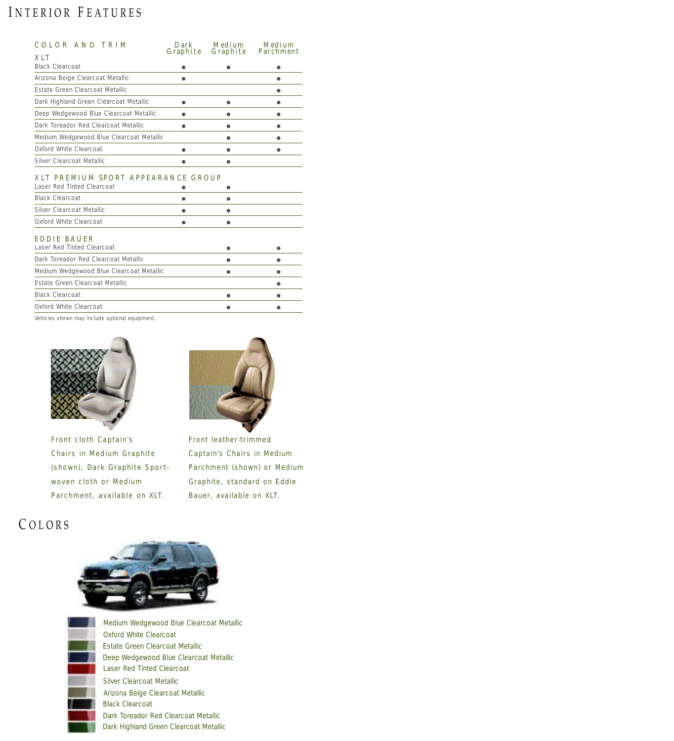# Interior Features

| COLOR AND TRIM | Dark Graphite | Medium Graphite | Medium Parchment |
|---|---|---|---|
| **XLT** | | | |
| Black Clearcoat | ● | ● | ● |
| Arizona Beige Clearcoat Metallic | ● | | ● |
| Estate Green Clearcoat Metallic | | | ● |
| Dark Highland Green Clearcoat Metallic | ● | ● | ● |
| Deep Wedgewood Blue Clearcoat Metallic | ● | ● | ● |
| Dark Toreador Red Clearcoat Metallic | ● | ● | ● |
| Medium Wedgewood Blue Clearcoat Metallic | | ● | ● |
| Oxford White Clearcoat | ● | ● | ● |
| Silver Clearcoat Metallic | ● | ● | |
| **XLT PREMIUM SPORT APPEARANCE GROUP** | | | |
| Laser Red Tinted Clearcoat | ● | ● | |
| Black Clearcoat | ● | ● | |
| Silver Clearcoat Metallic | ● | ● | |
| Oxford White Clearcoat | ● | ● | |
| **EDDIE BAUER** | | | |
| Laser Red Tinted Clearcoat | | ● | ● |
| Dark Toreador Red Clearcoat Metallic | | ● | ● |
| Medium Wedgewood Blue Clearcoat Metallic | | ● | ● |
| Estate Green Clearcoat Metallic | | | ● |
| Black Clearcoat | | ● | ● |
| Oxford White Clearcoat | | ● | ● |

Vehicles shown may include optional equipment.

Front cloth Captain's Chairs in Medium Graphite (shown), Dark Graphite Sport-woven cloth or Medium Parchment, available on XLT.

Front leather-trimmed Captain's Chairs in Medium Parchment (shown) or Medium Graphite, standard on Eddie Bauer, available on XLT.

# Colors

- Medium Wedgewood Blue Clearcoat Metallic
- Oxford White Clearcoat
- Estate Green Clearcoat Metallic
- Deep Wedgewood Blue Clearcoat Metallic
- Laser Red Tinted Clearcoat
- Silver Clearcoat Metallic
- Arizona Beige Clearcoat Metallic
- Black Clearcoat
- Dark Toreador Red Clearcoat Metallic
- Dark Highland Green Clearcoat Metallic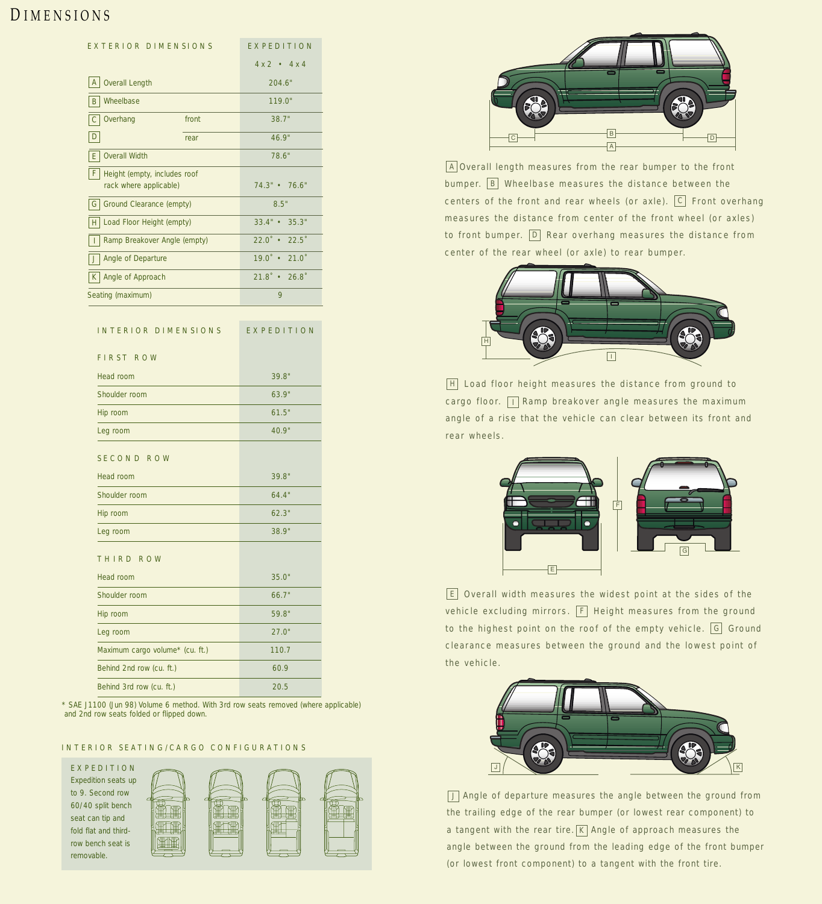# DIMENSIONS

| EXTERIOR DIMENSIONS | | EXPEDITION 4x2 • 4x4 |
|---|---|---|
| A Overall Length | | 204.6" |
| B Wheelbase | | 119.0" |
| C Overhang | front | 38.7" |
| D | rear | 46.9" |
| E Overall Width | | 78.6" |
| F Height (empty, includes roof rack where applicable) | | 74.3" • 76.6" |
| G Ground Clearance (empty) | | 8.5" |
| H Load Floor Height (empty) | | 33.4" • 35.3" |
| I Ramp Breakover Angle (empty) | | 22.0˚ • 22.5˚ |
| J Angle of Departure | | 19.0˚ • 21.0˚ |
| K Angle of Approach | | 21.8˚ • 26.8˚ |
| Seating (maximum) | | 9 |

| INTERIOR DIMENSIONS | EXPEDITION |
|---|---|
| **FIRST ROW** | |
| Head room | 39.8" |
| Shoulder room | 63.9" |
| Hip room | 61.5" |
| Leg room | 40.9" |
| **SECOND ROW** | |
| Head room | 39.8" |
| Shoulder room | 64.4" |
| Hip room | 62.3" |
| Leg room | 38.9" |
| **THIRD ROW** | |
| Head room | 35.0" |
| Shoulder room | 66.7" |
| Hip room | 59.8" |
| Leg room | 27.0" |
| Maximum cargo volume* (cu. ft.) | 110.7 |
| Behind 2nd row (cu. ft.) | 60.9 |
| Behind 3rd row (cu. ft.) | 20.5 |

* SAE J1100 (Jun 98) Volume 6 method. With 3rd row seats removed (where applicable) and 2nd row seats folded or flipped down.

## INTERIOR SEATING/CARGO CONFIGURATIONS

**EXPEDITION**
Expedition seats up to 9. Second row 60/40 split bench seat can tip and fold flat and third-row bench seat is removable.

A Overall length measures from the rear bumper to the front bumper. B Wheelbase measures the distance between the centers of the front and rear wheels (or axle). C Front overhang measures the distance from center of the front wheel (or axles) to front bumper. D Rear overhang measures the distance from center of the rear wheel (or axle) to rear bumper.

H Load floor height measures the distance from ground to cargo floor. I Ramp breakover angle measures the maximum angle of a rise that the vehicle can clear between its front and rear wheels.

E Overall width measures the widest point at the sides of the vehicle excluding mirrors. F Height measures from the ground to the highest point on the roof of the empty vehicle. G Ground clearance measures between the ground and the lowest point of the vehicle.

J Angle of departure measures the angle between the ground from the trailing edge of the rear bumper (or lowest rear component) to a tangent with the rear tire. K Angle of approach measures the angle between the ground from the leading edge of the front bumper (or lowest front component) to a tangent with the front tire.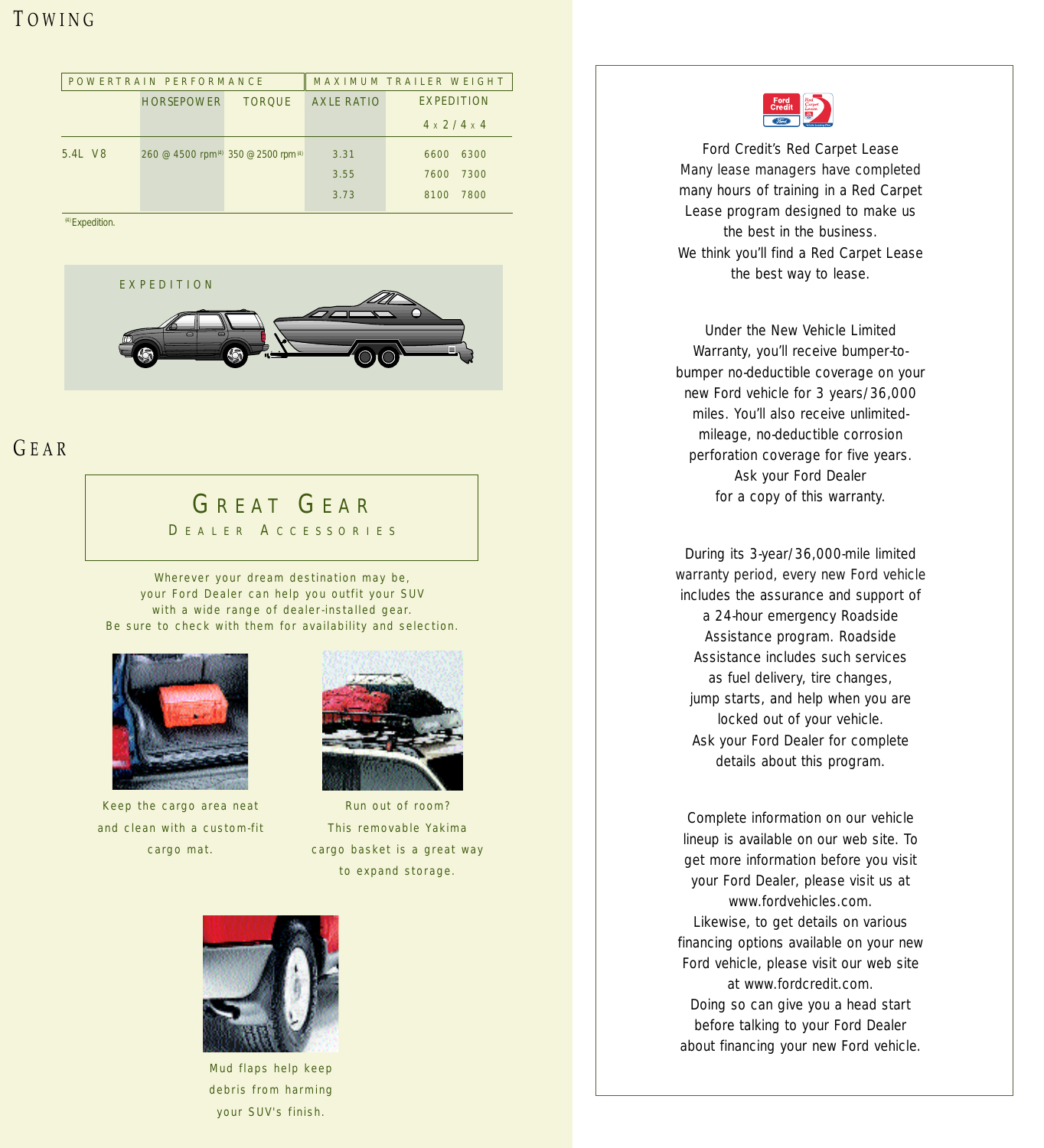# TOWING

| POWERTRAIN PERFORMANCE | | | MAXIMUM TRAILER WEIGHT | |
|---|---|---|---|---|
| | HORSEPOWER | TORQUE | AXLE RATIO | EXPEDITION 4x2/4x4 |
| 5.4L V8 | 260 @ 4500 rpm[4] | 350 @ 2500 rpm[4] | 3.31 | 6600 6300 |
| | | | 3.55 | 7600 7300 |
| | | | 3.73 | 8100 7800 |

[4] Expedition.

EXPEDITION

# GEAR

## GREAT GEAR
DEALER ACCESSORIES

Wherever your dream destination may be,
your Ford Dealer can help you outfit your SUV
with a wide range of dealer-installed gear.
Be sure to check with them for availability and selection.

Keep the cargo area neat and clean with a custom-fit cargo mat.

Run out of room? This removable Yakima cargo basket is a great way to expand storage.

Mud flaps help keep debris from harming your SUV's finish.

Ford Credit's Red Carpet Lease
Many lease managers have completed many hours of training in a Red Carpet Lease program designed to make us the best in the business.
We think you'll find a Red Carpet Lease the best way to lease.

Under the New Vehicle Limited Warranty, you'll receive bumper-to-bumper no-deductible coverage on your new Ford vehicle for 3 years/36,000 miles. You'll also receive unlimited-mileage, no-deductible corrosion perforation coverage for five years.
Ask your Ford Dealer for a copy of this warranty.

During its 3-year/36,000-mile limited warranty period, every new Ford vehicle includes the assurance and support of a 24-hour emergency Roadside Assistance program. Roadside Assistance includes such services as fuel delivery, tire changes, jump starts, and help when you are locked out of your vehicle.
Ask your Ford Dealer for complete details about this program.

Complete information on our vehicle lineup is available on our web site. To get more information before you visit your Ford Dealer, please visit us at www.fordvehicles.com.
Likewise, to get details on various financing options available on your new Ford vehicle, please visit our web site at www.fordcredit.com.
Doing so can give you a head start before talking to your Ford Dealer about financing your new Ford vehicle.